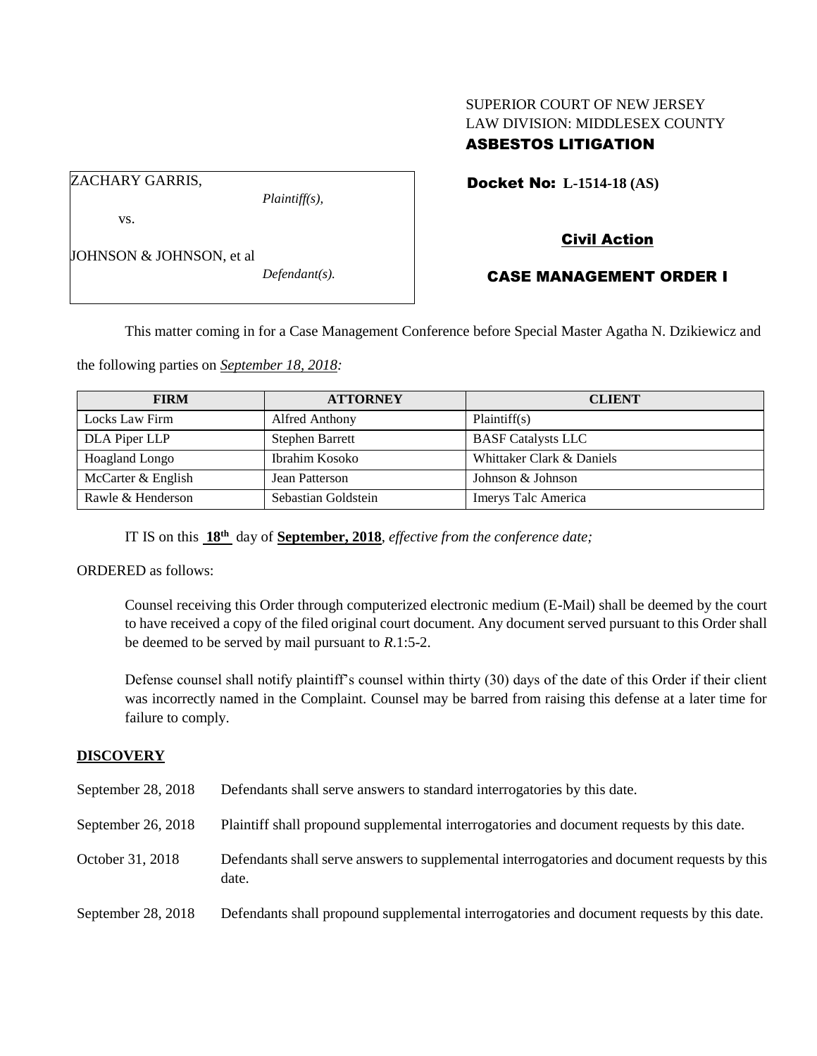SUPERIOR COURT OF NEW JERSEY
LAW DIVISION: MIDDLESEX COUNTY
**ASBESTOS LITIGATION**

ZACHARY GARRIS,
*Plaintiff(s),*

vs.

JOHNSON & JOHNSON, et al
*Defendant(s).*

**Docket No: L-1514-18 (AS)**

**Civil Action**

**CASE MANAGEMENT ORDER I**

This matter coming in for a Case Management Conference before Special Master Agatha N. Dzikiewicz and the following parties on *September 18, 2018:*

| FIRM | ATTORNEY | CLIENT |
|---|---|---|
| Locks Law Firm | Alfred Anthony | Plaintiff(s) |
| DLA Piper LLP | Stephen Barrett | BASF Catalysts LLC |
| Hoagland Longo | Ibrahim Kosoko | Whittaker Clark & Daniels |
| McCarter & English | Jean Patterson | Johnson & Johnson |
| Rawle & Henderson | Sebastian Goldstein | Imerys Talc America |

IT IS on this **18th** day of **September, 2018**, *effective from the conference date;*

ORDERED as follows:

Counsel receiving this Order through computerized electronic medium (E-Mail) shall be deemed by the court to have received a copy of the filed original court document. Any document served pursuant to this Order shall be deemed to be served by mail pursuant to *R*.1:5-2.

Defense counsel shall notify plaintiff's counsel within thirty (30) days of the date of this Order if their client was incorrectly named in the Complaint. Counsel may be barred from raising this defense at a later time for failure to comply.

## DISCOVERY

| | |
|---|---|
| September 28, 2018 | Defendants shall serve answers to standard interrogatories by this date. |
| September 26, 2018 | Plaintiff shall propound supplemental interrogatories and document requests by this date. |
| October 31, 2018 | Defendants shall serve answers to supplemental interrogatories and document requests by this date. |
| September 28, 2018 | Defendants shall propound supplemental interrogatories and document requests by this date. |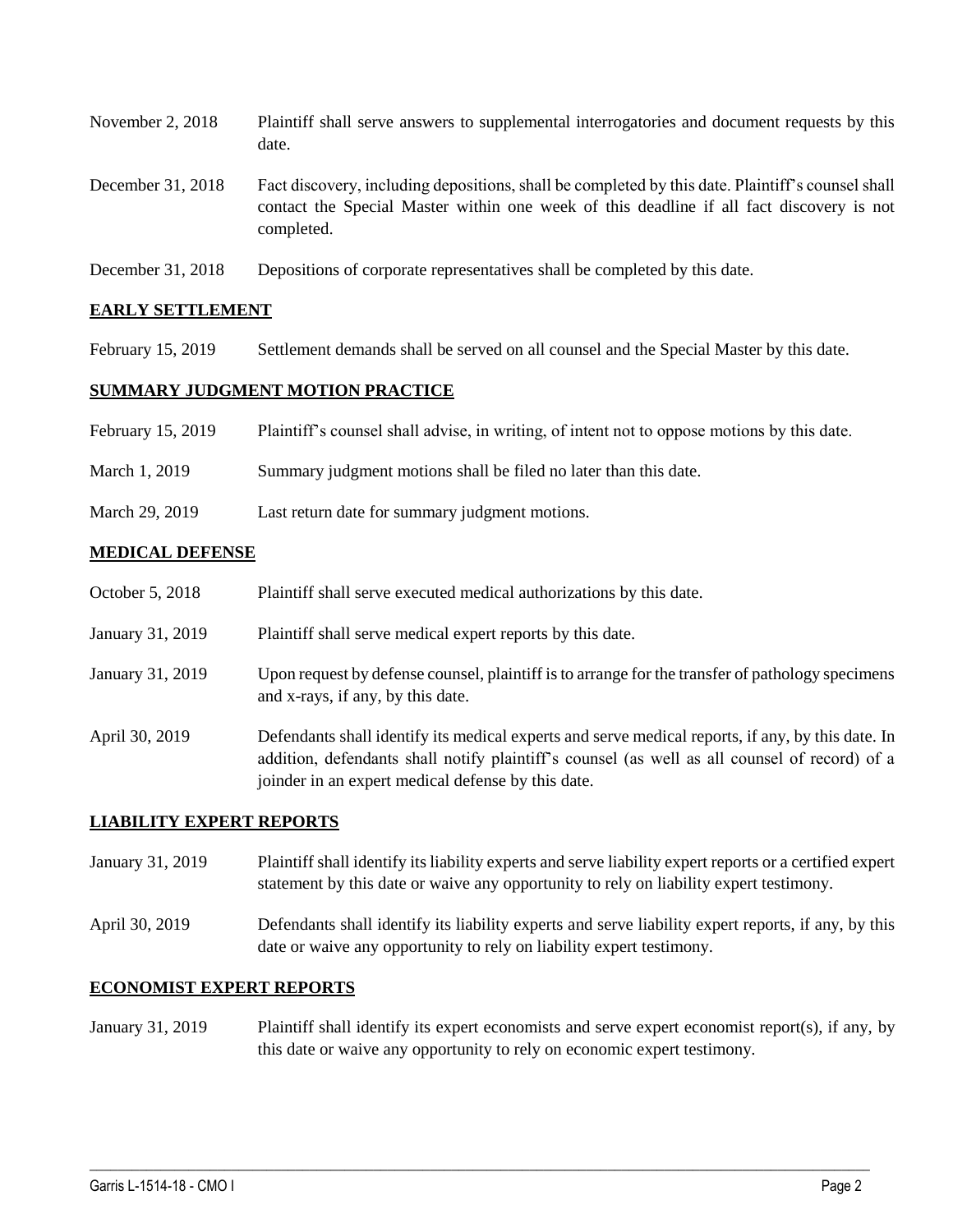| | |
|---|---|
| November 2, 2018 | Plaintiff shall serve answers to supplemental interrogatories and document requests by this date. |
| December 31, 2018 | Fact discovery, including depositions, shall be completed by this date. Plaintiff's counsel shall contact the Special Master within one week of this deadline if all fact discovery is not completed. |
| December 31, 2018 | Depositions of corporate representatives shall be completed by this date. |

## EARLY SETTLEMENT

| | |
|---|---|
| February 15, 2019 | Settlement demands shall be served on all counsel and the Special Master by this date. |

## SUMMARY JUDGMENT MOTION PRACTICE

| | |
|---|---|
| February 15, 2019 | Plaintiff's counsel shall advise, in writing, of intent not to oppose motions by this date. |
| March 1, 2019 | Summary judgment motions shall be filed no later than this date. |
| March 29, 2019 | Last return date for summary judgment motions. |

## MEDICAL DEFENSE

| | |
|---|---|
| October 5, 2018 | Plaintiff shall serve executed medical authorizations by this date. |
| January 31, 2019 | Plaintiff shall serve medical expert reports by this date. |
| January 31, 2019 | Upon request by defense counsel, plaintiff is to arrange for the transfer of pathology specimens and x-rays, if any, by this date. |
| April 30, 2019 | Defendants shall identify its medical experts and serve medical reports, if any, by this date. In addition, defendants shall notify plaintiff's counsel (as well as all counsel of record) of a joinder in an expert medical defense by this date. |

## LIABILITY EXPERT REPORTS

| | |
|---|---|
| January 31, 2019 | Plaintiff shall identify its liability experts and serve liability expert reports or a certified expert statement by this date or waive any opportunity to rely on liability expert testimony. |
| April 30, 2019 | Defendants shall identify its liability experts and serve liability expert reports, if any, by this date or waive any opportunity to rely on liability expert testimony. |

## ECONOMIST EXPERT REPORTS

| | |
|---|---|
| January 31, 2019 | Plaintiff shall identify its expert economists and serve expert economist report(s), if any, by this date or waive any opportunity to rely on economic expert testimony. |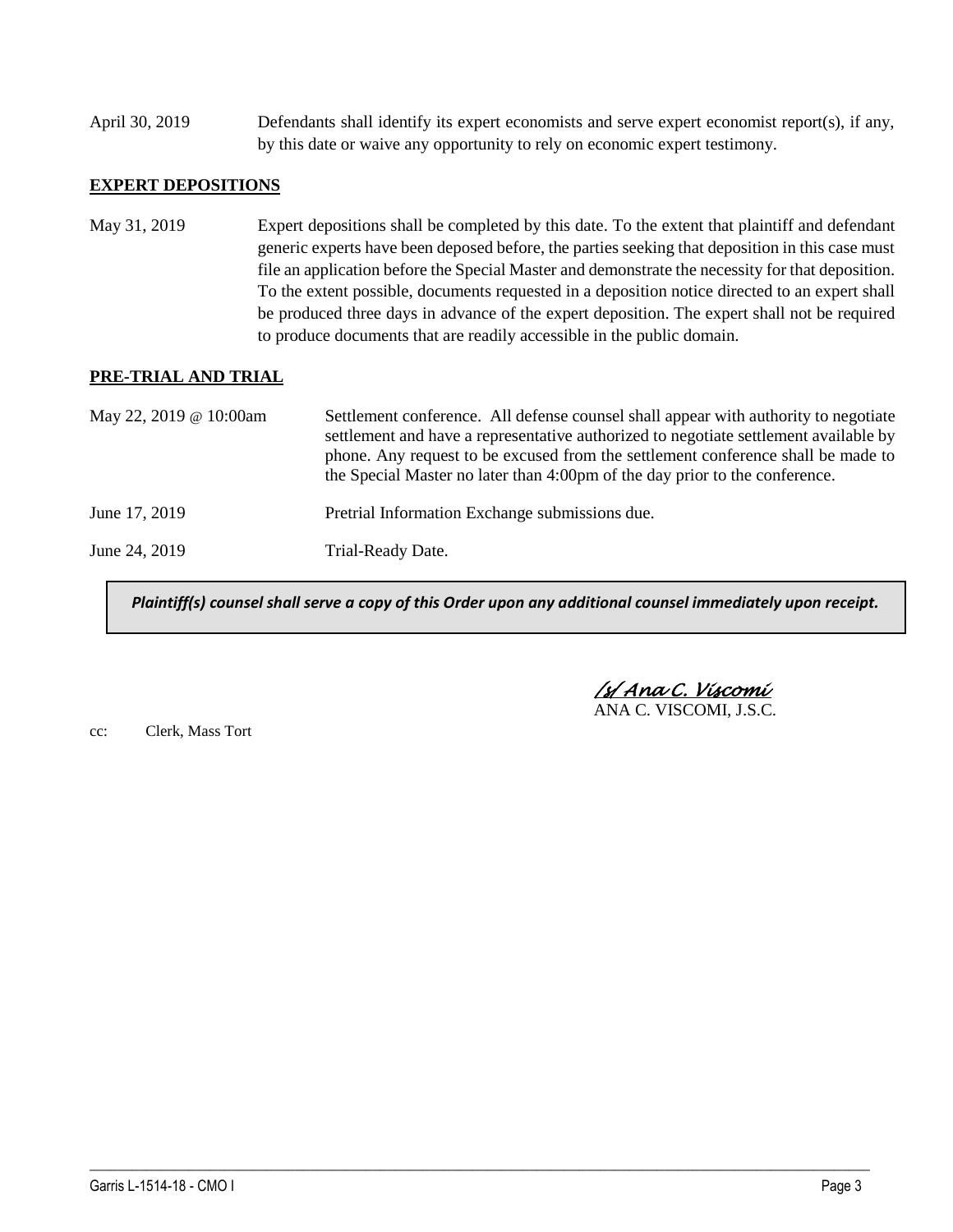| | |
|---|---|
| April 30, 2019 | Defendants shall identify its expert economists and serve expert economist report(s), if any, by this date or waive any opportunity to rely on economic expert testimony. |

**EXPERT DEPOSITIONS**

| | |
|---|---|
| May 31, 2019 | Expert depositions shall be completed by this date. To the extent that plaintiff and defendant generic experts have been deposed before, the parties seeking that deposition in this case must file an application before the Special Master and demonstrate the necessity for that deposition. To the extent possible, documents requested in a deposition notice directed to an expert shall be produced three days in advance of the expert deposition. The expert shall not be required to produce documents that are readily accessible in the public domain. |

**PRE-TRIAL AND TRIAL**

| | |
|---|---|
| May 22, 2019 @ 10:00am | Settlement conference. All defense counsel shall appear with authority to negotiate settlement and have a representative authorized to negotiate settlement available by phone. Any request to be excused from the settlement conference shall be made to the Special Master no later than 4:00pm of the day prior to the conference. |
| June 17, 2019 | Pretrial Information Exchange submissions due. |
| June 24, 2019 | Trial-Ready Date. |

***Plaintiff(s) counsel shall serve a copy of this Order upon any additional counsel immediately upon receipt.***

*/s/ Ana C. Viscomi*
ANA C. VISCOMI, J.S.C.

cc: Clerk, Mass Tort